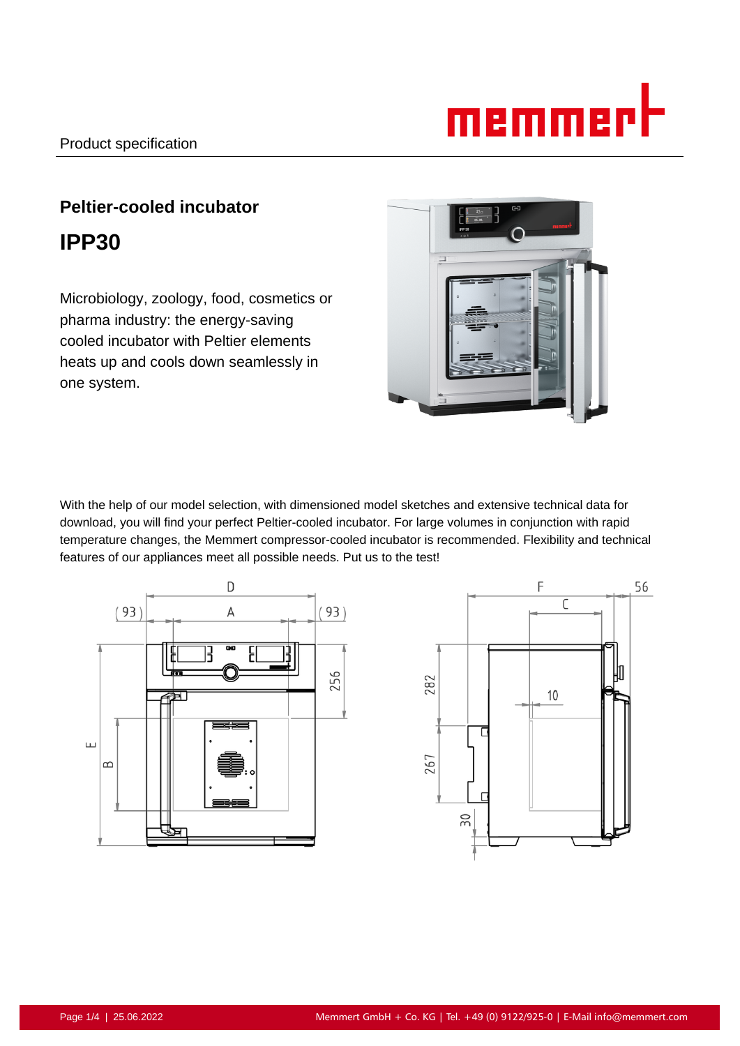Product specification

## Peltier-cooled incubator

# IPP30

Microbiology, zoology, food, cosmetics or pharma industry: the energy-saving cooled incubator with Peltier elements heats up and cools down seamlessly in one system.

With the help of our model selection, with dimensioned model sketches and extensive technical data for download, you will find your perfect Peltier-cooled incubator. For large volumes in conjunction with rapid temperature changes, the Memmert compressor-cooled incubator is recommended. Flexibility and technical features of our appliances meet all possible needs. Put us to the test!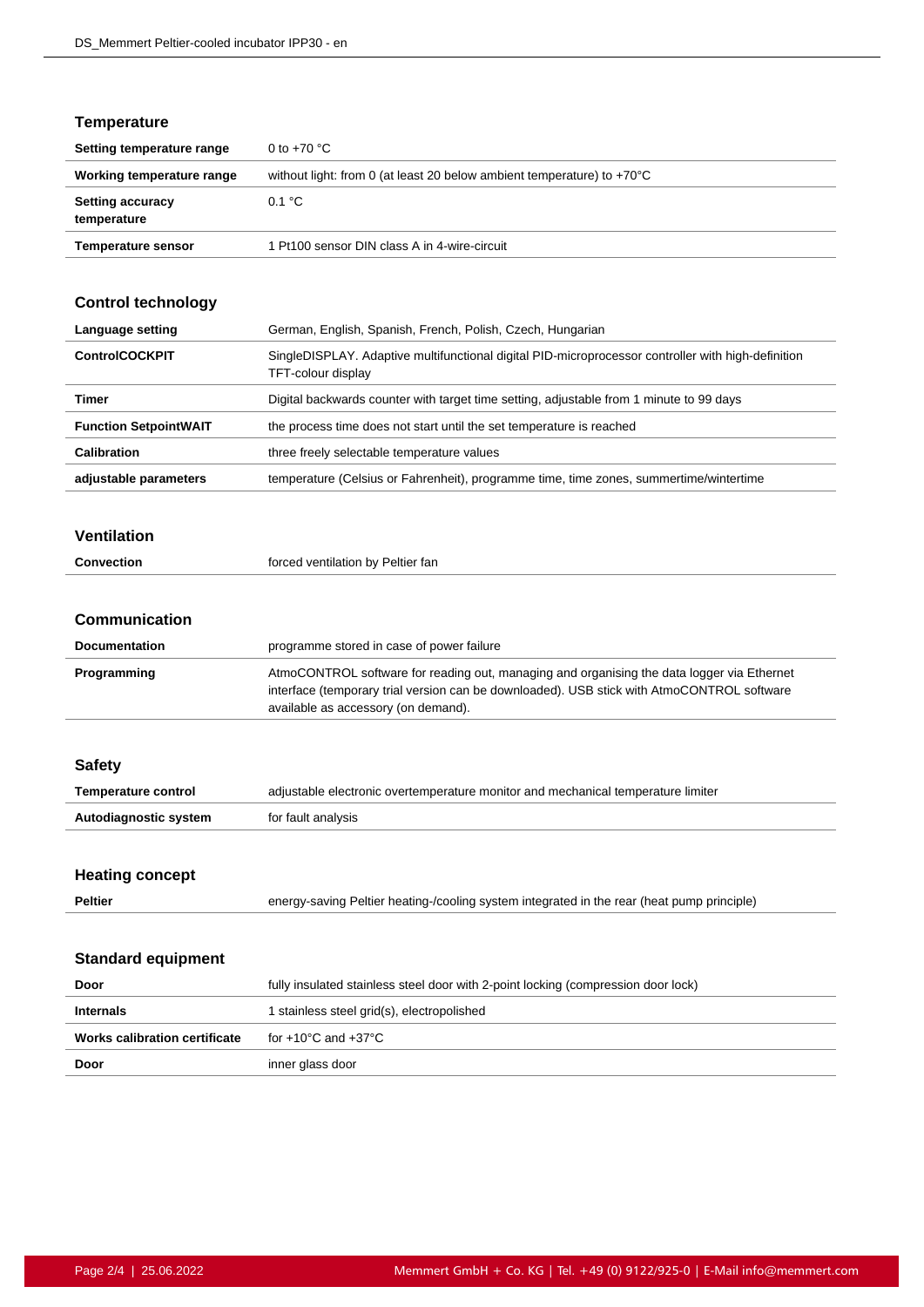## Temperature

| | |
|---|---|
| **Setting temperature range** | 0 to +70 °C |
| **Working temperature range** | without light: from 0 (at least 20 below ambient temperature) to +70°C |
| **Setting accuracy temperature** | 0.1 °C |
| **Temperature sensor** | 1 Pt100 sensor DIN class A in 4-wire-circuit |

## Control technology

| | |
|---|---|
| **Language setting** | German, English, Spanish, French, Polish, Czech, Hungarian |
| **ControlCOCKPIT** | SingleDISPLAY. Adaptive multifunctional digital PID-microprocessor controller with high-definition TFT-colour display |
| **Timer** | Digital backwards counter with target time setting, adjustable from 1 minute to 99 days |
| **Function SetpointWAIT** | the process time does not start until the set temperature is reached |
| **Calibration** | three freely selectable temperature values |
| **adjustable parameters** | temperature (Celsius or Fahrenheit), programme time, time zones, summertime/wintertime |

## Ventilation

| | |
|---|---|
| **Convection** | forced ventilation by Peltier fan |

## Communication

| | |
|---|---|
| **Documentation** | programme stored in case of power failure |
| **Programming** | AtmoCONTROL software for reading out, managing and organising the data logger via Ethernet interface (temporary trial version can be downloaded). USB stick with AtmoCONTROL software available as accessory (on demand). |

## Safety

| | |
|---|---|
| **Temperature control** | adjustable electronic overtemperature monitor and mechanical temperature limiter |
| **Autodiagnostic system** | for fault analysis |

## Heating concept

| | |
|---|---|
| **Peltier** | energy-saving Peltier heating-/cooling system integrated in the rear (heat pump principle) |

## Standard equipment

| | |
|---|---|
| **Door** | fully insulated stainless steel door with 2-point locking (compression door lock) |
| **Internals** | 1 stainless steel grid(s), electropolished |
| **Works calibration certificate** | for +10°C and +37°C |
| **Door** | inner glass door |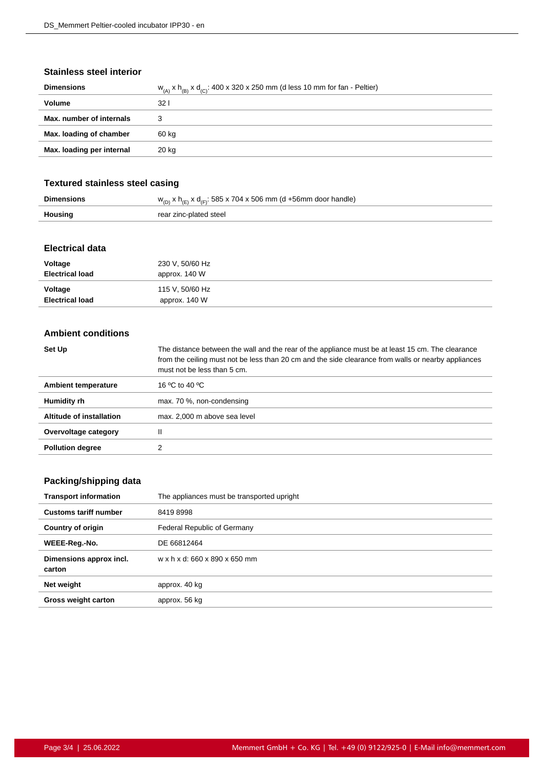## Stainless steel interior

| | |
|---|---|
| **Dimensions** | $w_{(A)}$ x $h_{(B)}$ x $d_{(C)}$: 400 x 320 x 250 mm (d less 10 mm for fan - Peltier) |
| **Volume** | 32 l |
| **Max. number of internals** | 3 |
| **Max. loading of chamber** | 60 kg |
| **Max. loading per internal** | 20 kg |

## Textured stainless steel casing

| | |
|---|---|
| **Dimensions** | $w_{(D)}$ x $h_{(E)}$ x $d_{(F)}$: 585 x 704 x 506 mm (d +56mm door handle) |
| **Housing** | rear zinc-plated steel |

## Electrical data

| | |
|---|---|
| **Voltage** | 230 V, 50/60 Hz |
| **Electrical load** | approx. 140 W |
| **Voltage** | 115 V, 50/60 Hz |
| **Electrical load** | approx. 140 W |

## Ambient conditions

| | |
|---|---|
| **Set Up** | The distance between the wall and the rear of the appliance must be at least 15 cm. The clearance from the ceiling must not be less than 20 cm and the side clearance from walls or nearby appliances must not be less than 5 cm. |
| **Ambient temperature** | 16 ºC to 40 ºC |
| **Humidity rh** | max. 70 %, non-condensing |
| **Altitude of installation** | max. 2,000 m above sea level |
| **Overvoltage category** | II |
| **Pollution degree** | 2 |

## Packing/shipping data

| | |
|---|---|
| **Transport information** | The appliances must be transported upright |
| **Customs tariff number** | 8419 8998 |
| **Country of origin** | Federal Republic of Germany |
| **WEEE-Reg.-No.** | DE 66812464 |
| **Dimensions approx incl. carton** | w x h x d: 660 x 890 x 650 mm |
| **Net weight** | approx. 40 kg |
| **Gross weight carton** | approx. 56 kg |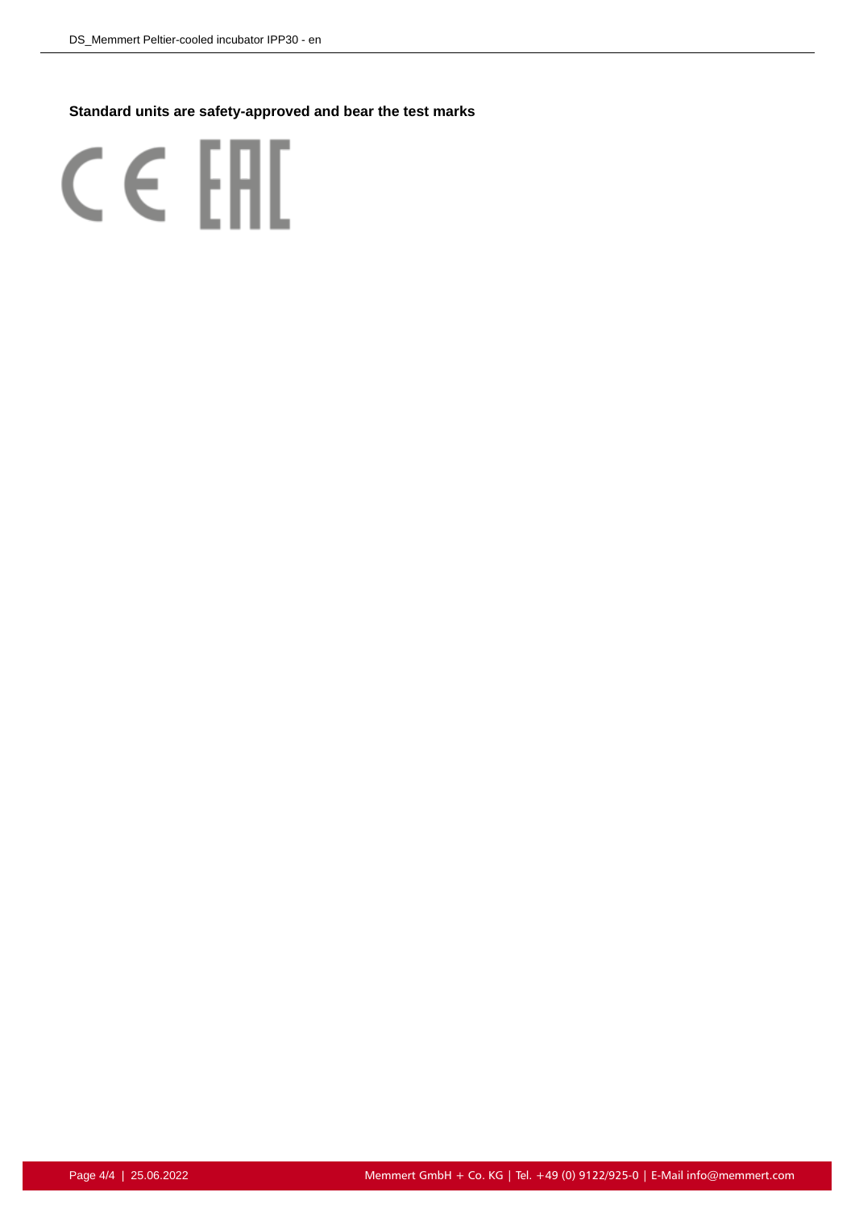**Standard units are safety-approved and bear the test marks**

CE EAC